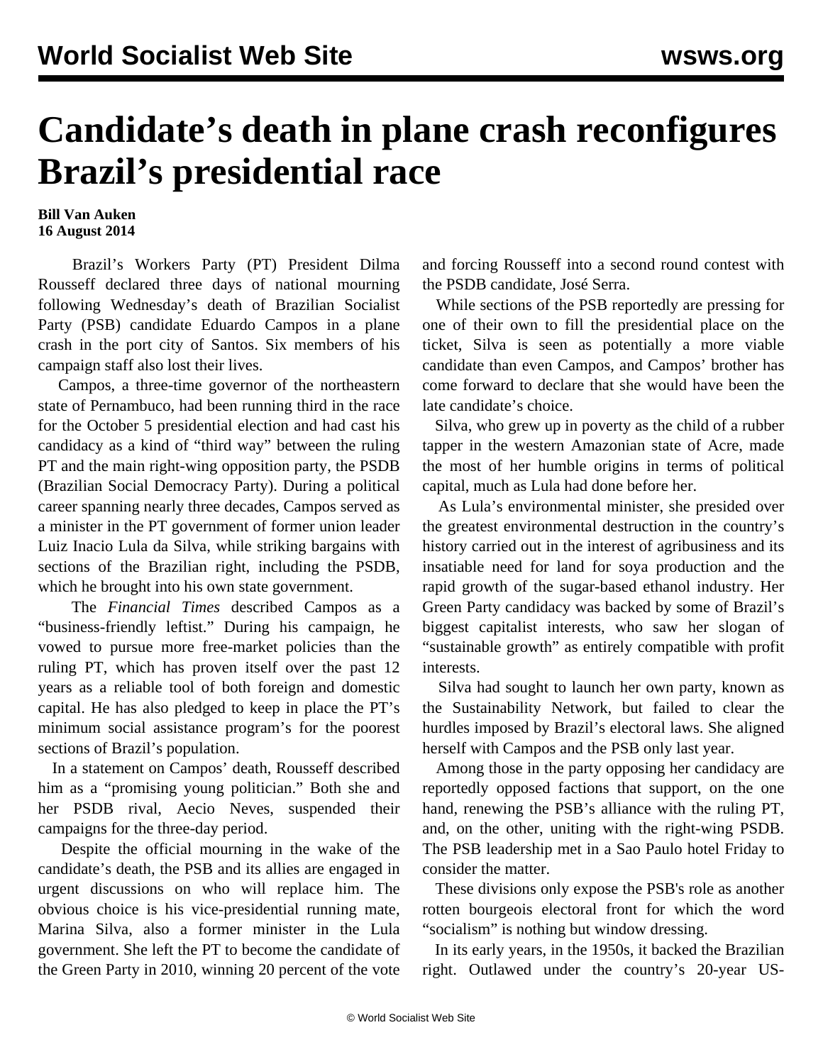# Candidate's death in plane crash reconfigures Brazil's presidential race

**Bill Van Auken**
**16 August 2014**

Brazil's Workers Party (PT) President Dilma Rousseff declared three days of national mourning following Wednesday's death of Brazilian Socialist Party (PSB) candidate Eduardo Campos in a plane crash in the port city of Santos. Six members of his campaign staff also lost their lives.

Campos, a three-time governor of the northeastern state of Pernambuco, had been running third in the race for the October 5 presidential election and had cast his candidacy as a kind of "third way" between the ruling PT and the main right-wing opposition party, the PSDB (Brazilian Social Democracy Party). During a political career spanning nearly three decades, Campos served as a minister in the PT government of former union leader Luiz Inacio Lula da Silva, while striking bargains with sections of the Brazilian right, including the PSDB, which he brought into his own state government.

The *Financial Times* described Campos as a "business-friendly leftist." During his campaign, he vowed to pursue more free-market policies than the ruling PT, which has proven itself over the past 12 years as a reliable tool of both foreign and domestic capital. He has also pledged to keep in place the PT's minimum social assistance program's for the poorest sections of Brazil's population.

In a statement on Campos' death, Rousseff described him as a "promising young politician." Both she and her PSDB rival, Aecio Neves, suspended their campaigns for the three-day period.

Despite the official mourning in the wake of the candidate's death, the PSB and its allies are engaged in urgent discussions on who will replace him. The obvious choice is his vice-presidential running mate, Marina Silva, also a former minister in the Lula government. She left the PT to become the candidate of the Green Party in 2010, winning 20 percent of the vote and forcing Rousseff into a second round contest with the PSDB candidate, José Serra.

While sections of the PSB reportedly are pressing for one of their own to fill the presidential place on the ticket, Silva is seen as potentially a more viable candidate than even Campos, and Campos' brother has come forward to declare that she would have been the late candidate's choice.

Silva, who grew up in poverty as the child of a rubber tapper in the western Amazonian state of Acre, made the most of her humble origins in terms of political capital, much as Lula had done before her.

As Lula's environmental minister, she presided over the greatest environmental destruction in the country's history carried out in the interest of agribusiness and its insatiable need for land for soya production and the rapid growth of the sugar-based ethanol industry. Her Green Party candidacy was backed by some of Brazil's biggest capitalist interests, who saw her slogan of "sustainable growth" as entirely compatible with profit interests.

Silva had sought to launch her own party, known as the Sustainability Network, but failed to clear the hurdles imposed by Brazil's electoral laws. She aligned herself with Campos and the PSB only last year.

Among those in the party opposing her candidacy are reportedly opposed factions that support, on the one hand, renewing the PSB's alliance with the ruling PT, and, on the other, uniting with the right-wing PSDB. The PSB leadership met in a Sao Paulo hotel Friday to consider the matter.

These divisions only expose the PSB's role as another rotten bourgeois electoral front for which the word "socialism" is nothing but window dressing.

In its early years, in the 1950s, it backed the Brazilian right. Outlawed under the country's 20-year US-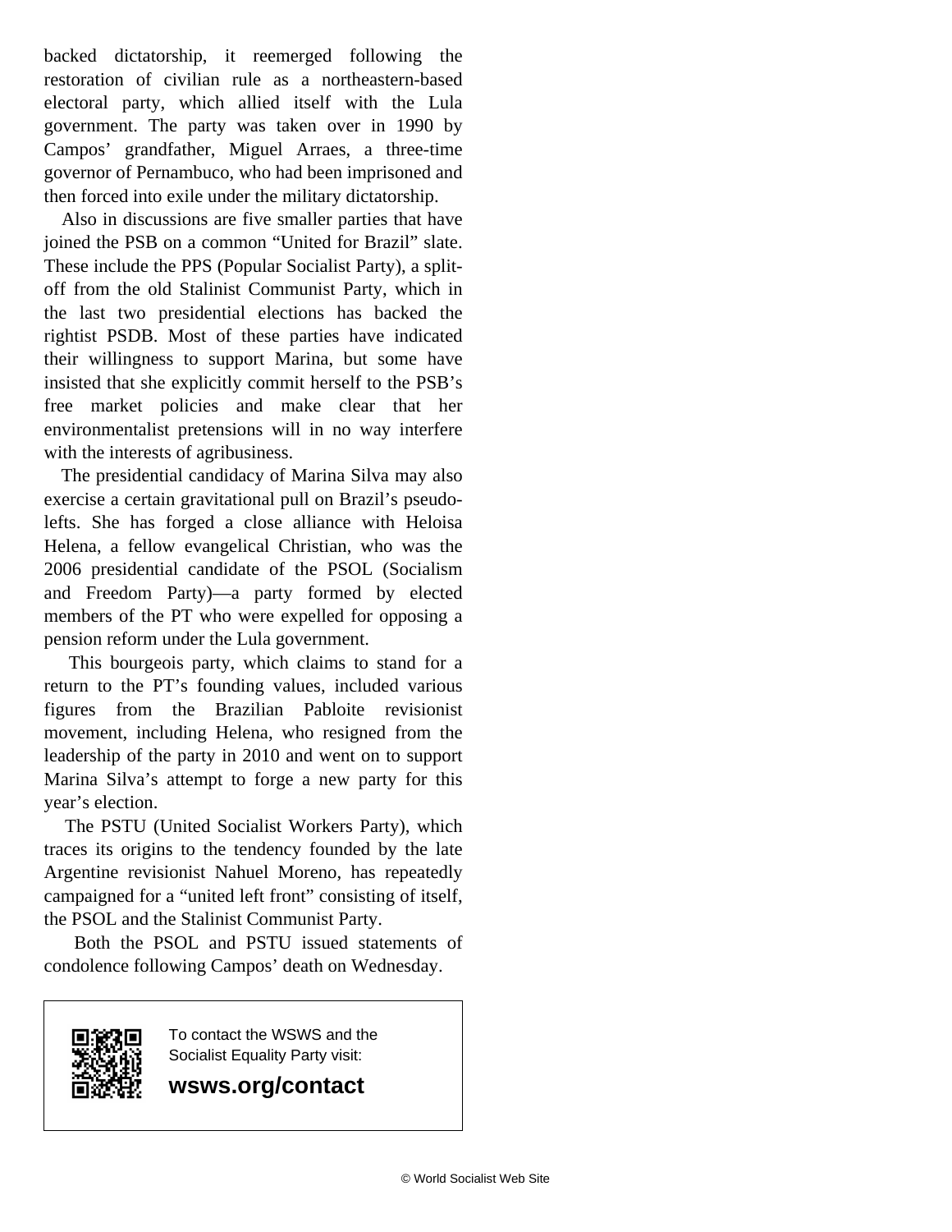backed dictatorship, it reemerged following the restoration of civilian rule as a northeastern-based electoral party, which allied itself with the Lula government. The party was taken over in 1990 by Campos' grandfather, Miguel Arraes, a three-time governor of Pernambuco, who had been imprisoned and then forced into exile under the military dictatorship.

Also in discussions are five smaller parties that have joined the PSB on a common "United for Brazil" slate. These include the PPS (Popular Socialist Party), a split-off from the old Stalinist Communist Party, which in the last two presidential elections has backed the rightist PSDB. Most of these parties have indicated their willingness to support Marina, but some have insisted that she explicitly commit herself to the PSB's free market policies and make clear that her environmentalist pretensions will in no way interfere with the interests of agribusiness.

The presidential candidacy of Marina Silva may also exercise a certain gravitational pull on Brazil's pseudo-lefts. She has forged a close alliance with Heloisa Helena, a fellow evangelical Christian, who was the 2006 presidential candidate of the PSOL (Socialism and Freedom Party)—a party formed by elected members of the PT who were expelled for opposing a pension reform under the Lula government.

This bourgeois party, which claims to stand for a return to the PT's founding values, included various figures from the Brazilian Pabloite revisionist movement, including Helena, who resigned from the leadership of the party in 2010 and went on to support Marina Silva's attempt to forge a new party for this year's election.

The PSTU (United Socialist Workers Party), which traces its origins to the tendency founded by the late Argentine revisionist Nahuel Moreno, has repeatedly campaigned for a "united left front" consisting of itself, the PSOL and the Stalinist Communist Party.

Both the PSOL and PSTU issued statements of condolence following Campos' death on Wednesday.

To contact the WSWS and the Socialist Equality Party visit:

**wsws.org/contact**